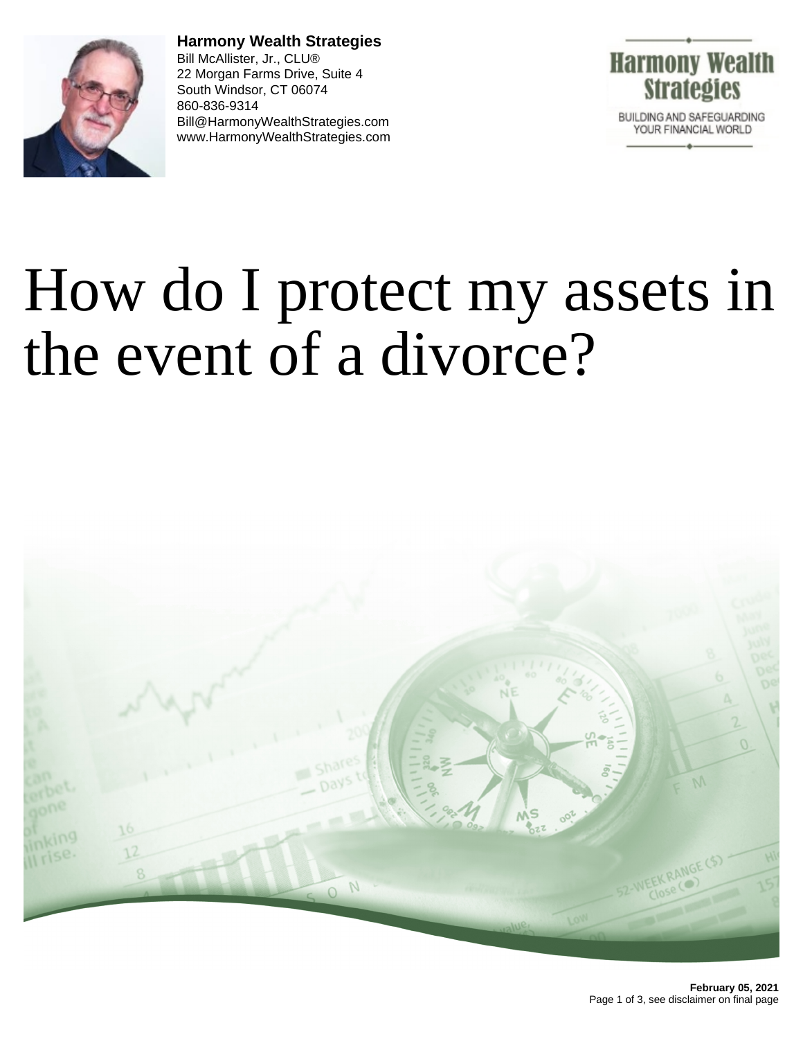**Harmony Wealth Strategies**
Bill McAllister, Jr., CLU®
22 Morgan Farms Drive, Suite 4
South Windsor, CT 06074
860-836-9314
Bill@HarmonyWealthStrategies.com
www.HarmonyWealthStrategies.com

# How do I protect my assets in the event of a divorce?

**February 05, 2021**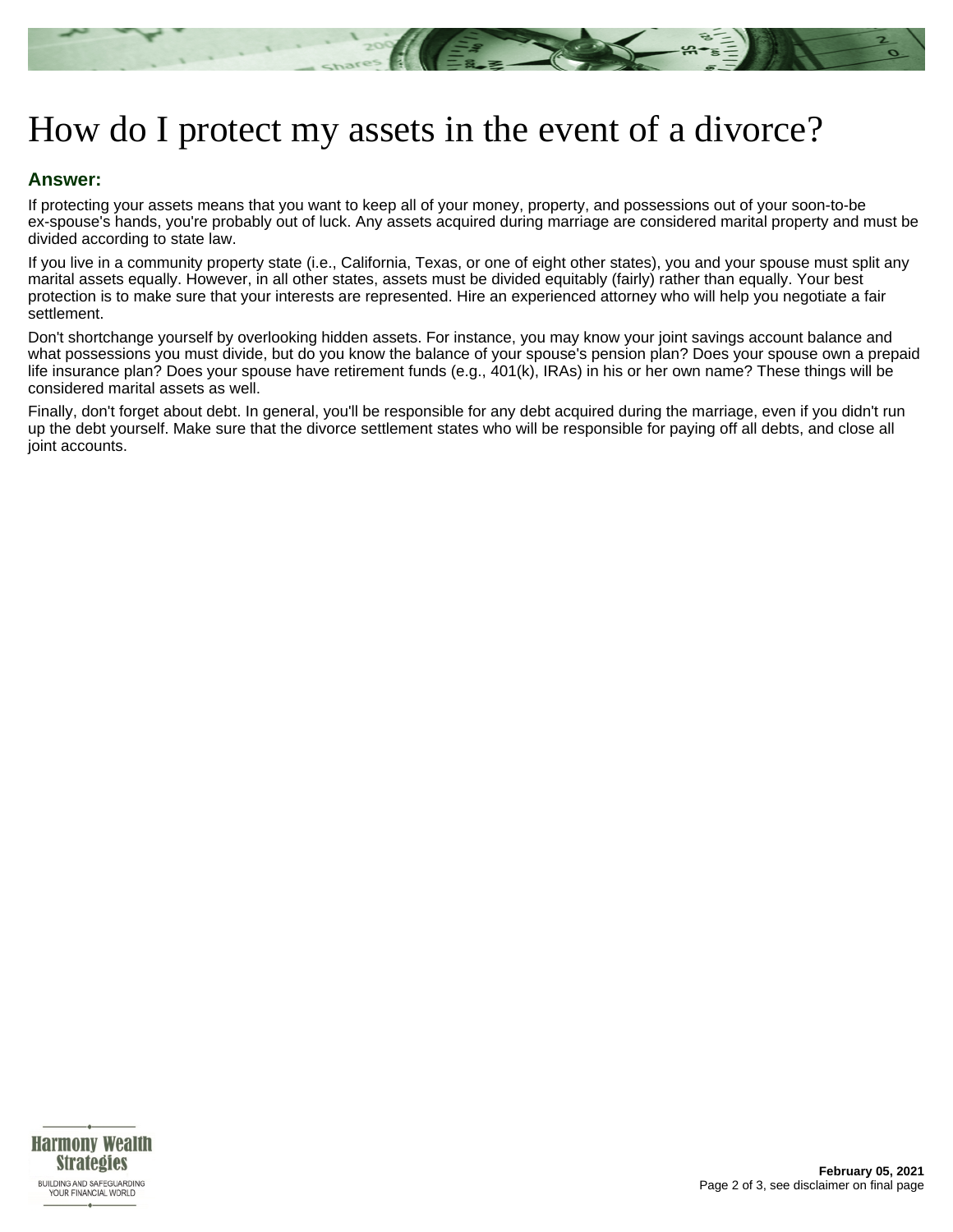# How do I protect my assets in the event of a divorce?

## Answer:

If protecting your assets means that you want to keep all of your money, property, and possessions out of your soon-to-be ex-spouse's hands, you're probably out of luck. Any assets acquired during marriage are considered marital property and must be divided according to state law.

If you live in a community property state (i.e., California, Texas, or one of eight other states), you and your spouse must split any marital assets equally. However, in all other states, assets must be divided equitably (fairly) rather than equally. Your best protection is to make sure that your interests are represented. Hire an experienced attorney who will help you negotiate a fair settlement.

Don't shortchange yourself by overlooking hidden assets. For instance, you may know your joint savings account balance and what possessions you must divide, but do you know the balance of your spouse's pension plan? Does your spouse own a prepaid life insurance plan? Does your spouse have retirement funds (e.g., 401(k), IRAs) in his or her own name? These things will be considered marital assets as well.

Finally, don't forget about debt. In general, you'll be responsible for any debt acquired during the marriage, even if you didn't run up the debt yourself. Make sure that the divorce settlement states who will be responsible for paying off all debts, and close all joint accounts.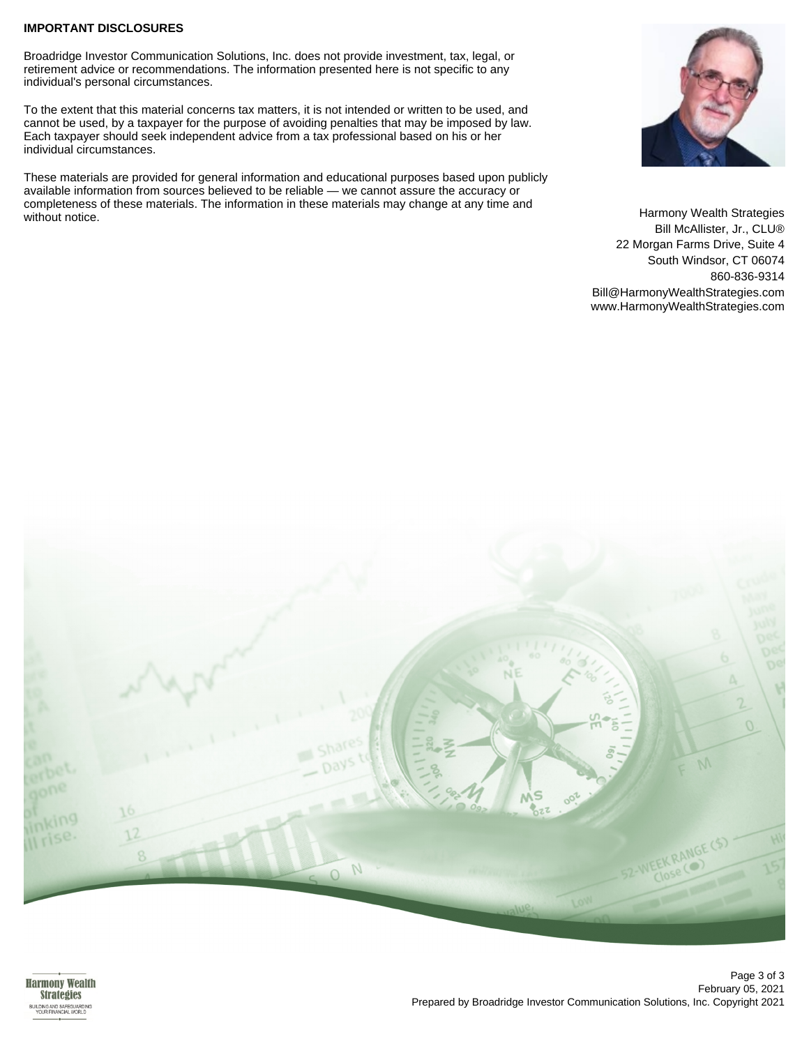**IMPORTANT DISCLOSURES**

Broadridge Investor Communication Solutions, Inc. does not provide investment, tax, legal, or retirement advice or recommendations. The information presented here is not specific to any individual's personal circumstances.

To the extent that this material concerns tax matters, it is not intended or written to be used, and cannot be used, by a taxpayer for the purpose of avoiding penalties that may be imposed by law. Each taxpayer should seek independent advice from a tax professional based on his or her individual circumstances.

These materials are provided for general information and educational purposes based upon publicly available information from sources believed to be reliable — we cannot assure the accuracy or completeness of these materials. The information in these materials may change at any time and without notice.

Harmony Wealth Strategies
Bill McAllister, Jr., CLU®
22 Morgan Farms Drive, Suite 4
South Windsor, CT 06074
860-836-9314
Bill@HarmonyWealthStrategies.com
www.HarmonyWealthStrategies.com

February 05, 2021
Prepared by Broadridge Investor Communication Solutions, Inc. Copyright 2021